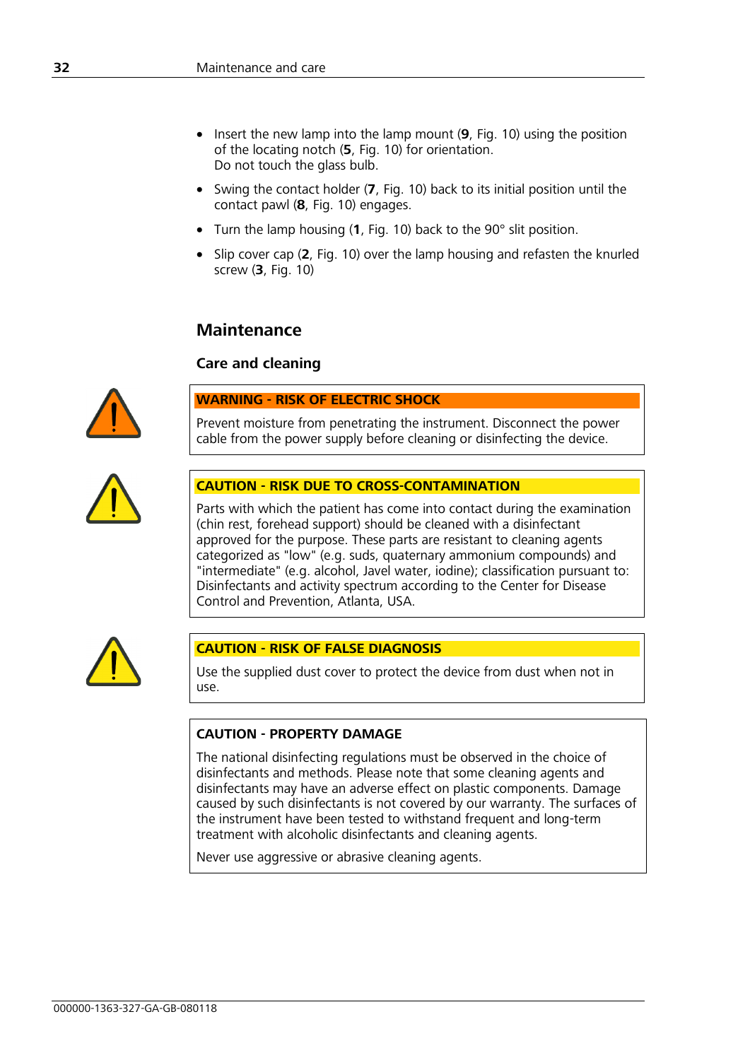- Insert the new lamp into the lamp mount (**9**, Fig. 10) using the position of the locating notch (**5**, Fig. 10) for orientation.
  Do not touch the glass bulb.
- Swing the contact holder (**7**, Fig. 10) back to its initial position until the contact pawl (**8**, Fig. 10) engages.
- Turn the lamp housing (**1**, Fig. 10) back to the 90° slit position.
- Slip cover cap (**2**, Fig. 10) over the lamp housing and refasten the knurled screw (**3**, Fig. 10)

## Maintenance

### Care and cleaning

**WARNING - RISK OF ELECTRIC SHOCK**

Prevent moisture from penetrating the instrument. Disconnect the power cable from the power supply before cleaning or disinfecting the device.

**CAUTION - RISK DUE TO CROSS-CONTAMINATION**

Parts with which the patient has come into contact during the examination (chin rest, forehead support) should be cleaned with a disinfectant approved for the purpose. These parts are resistant to cleaning agents categorized as "low" (e.g. suds, quaternary ammonium compounds) and "intermediate" (e.g. alcohol, Javel water, iodine); classification pursuant to: Disinfectants and activity spectrum according to the Center for Disease Control and Prevention, Atlanta, USA.

**CAUTION - RISK OF FALSE DIAGNOSIS**

Use the supplied dust cover to protect the device from dust when not in use.

**CAUTION - PROPERTY DAMAGE**

The national disinfecting regulations must be observed in the choice of disinfectants and methods. Please note that some cleaning agents and disinfectants may have an adverse effect on plastic components. Damage caused by such disinfectants is not covered by our warranty. The surfaces of the instrument have been tested to withstand frequent and long-term treatment with alcoholic disinfectants and cleaning agents.

Never use aggressive or abrasive cleaning agents.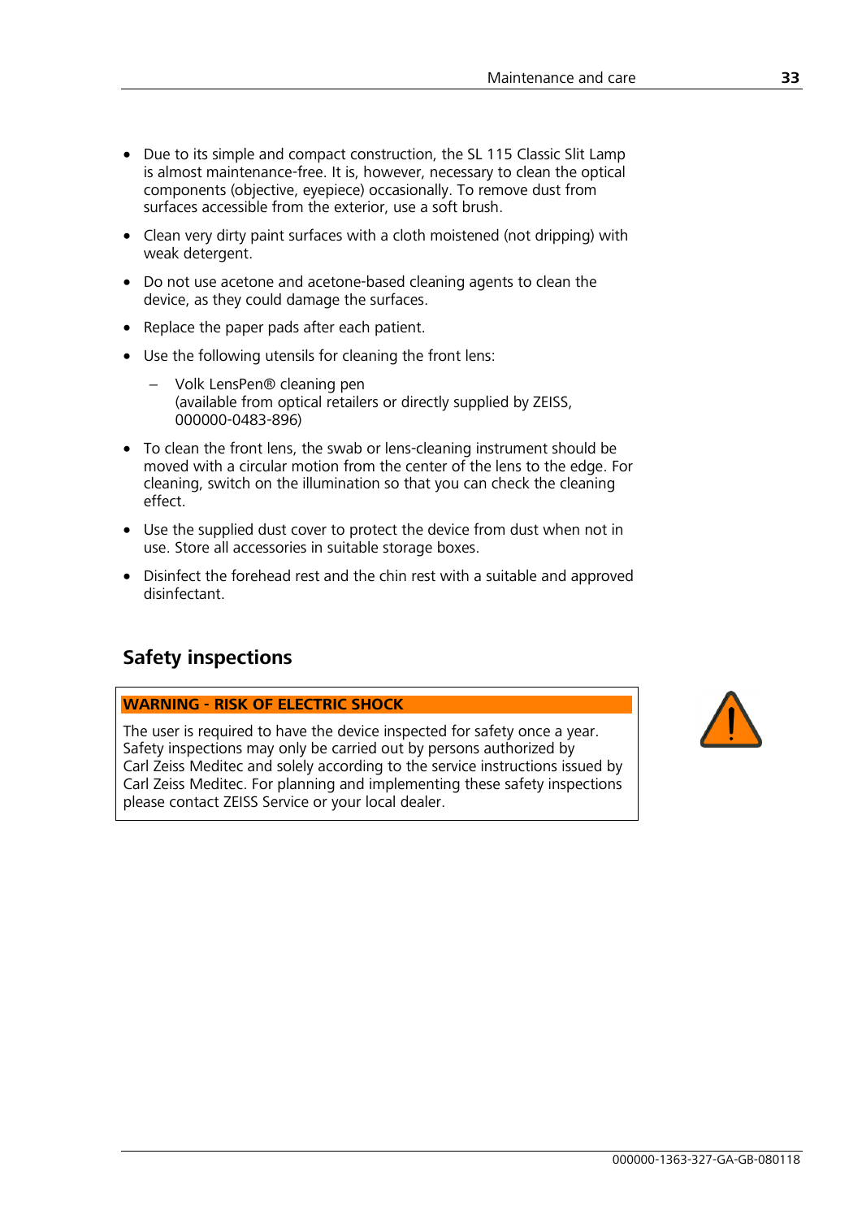- Due to its simple and compact construction, the SL 115 Classic Slit Lamp is almost maintenance-free. It is, however, necessary to clean the optical components (objective, eyepiece) occasionally. To remove dust from surfaces accessible from the exterior, use a soft brush.
- Clean very dirty paint surfaces with a cloth moistened (not dripping) with weak detergent.
- Do not use acetone and acetone-based cleaning agents to clean the device, as they could damage the surfaces.
- Replace the paper pads after each patient.
- Use the following utensils for cleaning the front lens:
  - Volk LensPen® cleaning pen (available from optical retailers or directly supplied by ZEISS, 000000-0483-896)
- To clean the front lens, the swab or lens-cleaning instrument should be moved with a circular motion from the center of the lens to the edge. For cleaning, switch on the illumination so that you can check the cleaning effect.
- Use the supplied dust cover to protect the device from dust when not in use. Store all accessories in suitable storage boxes.
- Disinfect the forehead rest and the chin rest with a suitable and approved disinfectant.

## Safety inspections

**WARNING - RISK OF ELECTRIC SHOCK**

The user is required to have the device inspected for safety once a year. Safety inspections may only be carried out by persons authorized by Carl Zeiss Meditec and solely according to the service instructions issued by Carl Zeiss Meditec. For planning and implementing these safety inspections please contact ZEISS Service or your local dealer.